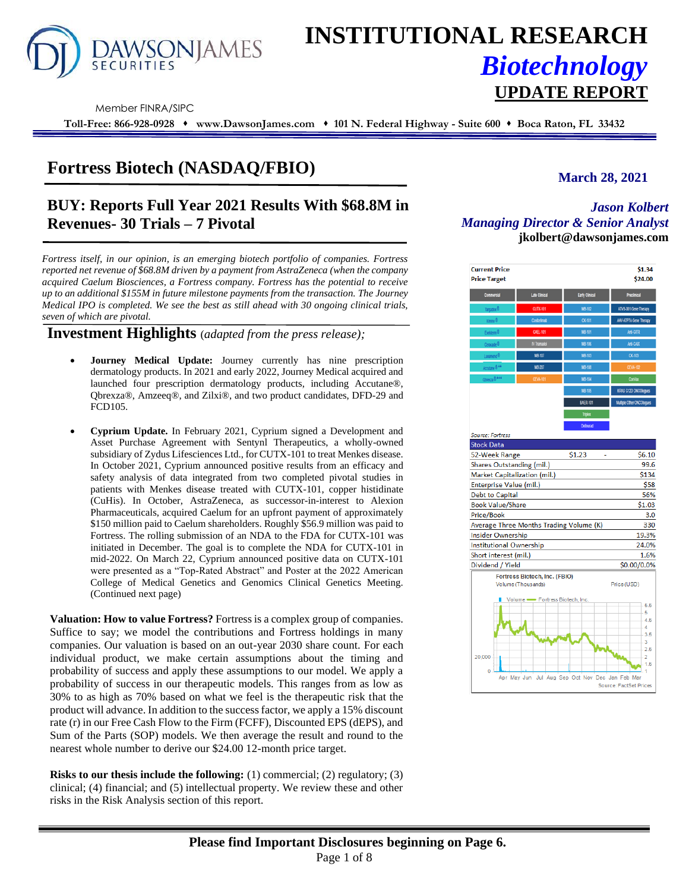# INSTITUTIONAL RESEARCH

## *Biotechnology*

## UPDATE REPORT

Member FINRA/SIPC

**Toll-Free: 866-928-0928 ♦ www.DawsonJames.com ♦ 101 N. Federal Highway - Suite 600 ♦ Boca Raton, FL 33432**

# Fortress Biotech (NASDAQ/FBIO)

**March 28, 2021**

## BUY: Reports Full Year 2021 Results With $68.8M in Revenues- 30 Trials – 7 Pivotal

***Jason Kolbert***
***Managing Director & Senior Analyst***
**jkolbert@dawsonjames.com**

*Fortress itself, in our opinion, is an emerging biotech portfolio of companies. Fortress reported net revenue of $68.8M driven by a payment from AstraZeneca (when the company acquired Caelum Biosciences, a Fortress company. Fortress has the potential to receive up to an additional $155M in future milestone payments from the transaction. The Journey Medical IPO is completed. We see the best as still ahead with 30 ongoing clinical trials, seven of which are pivotal.*

## Investment Highlights *(adapted from the press release);*

- **Journey Medical Update:** Journey currently has nine prescription dermatology products. In 2021 and early 2022, Journey Medical acquired and launched four prescription dermatology products, including Accutane®, Qbrexza®, Amzeeq®, and Zilxi®, and two product candidates, DFD-29 and FCD105.

- **Cyprium Update.** In February 2021, Cyprium signed a Development and Asset Purchase Agreement with Sentynl Therapeutics, a wholly-owned subsidiary of Zydus Lifesciences Ltd., for CUTX-101 to treat Menkes disease. In October 2021, Cyprium announced positive results from an efficacy and safety analysis of data integrated from two completed pivotal studies in patients with Menkes disease treated with CUTX-101, copper histidinate (CuHis). In October, AstraZeneca, as successor-in-interest to Alexion Pharmaceuticals, acquired Caelum for an upfront payment of approximately $150 million paid to Caelum shareholders. Roughly $56.9 million was paid to Fortress. The rolling submission of an NDA to the FDA for CUTX-101 was initiated in December. The goal is to complete the NDA for CUTX-101 in mid-2022. On March 22, Cyprium announced positive data on CUTX-101 were presented as a "Top-Rated Abstract" and Poster at the 2022 American College of Medical Genetics and Genomics Clinical Genetics Meeting. (Continued next page)

**Valuation: How to value Fortress?** Fortress is a complex group of companies. Suffice to say; we model the contributions and Fortress holdings in many companies. Our valuation is based on an out-year 2030 share count. For each individual product, we make certain assumptions about the timing and probability of success and apply these assumptions to our model. We apply a probability of success in our therapeutic models. This ranges from as low as 30% to as high as 70% based on what we feel is the therapeutic risk that the product will advance. In addition to the success factor, we apply a 15% discount rate (r) in our Free Cash Flow to the Firm (FCFF), Discounted EPS (dEPS), and Sum of the Parts (SOP) models. We then average the result and round to the nearest whole number to derive our $24.00 12-month price target.

**Risks to our thesis include the following:** (1) commercial; (2) regulatory; (3) clinical; (4) financial; and (5) intellectual property. We review these and other risks in the Risk Analysis section of this report.

| | |
|---|---|
| **Current Price** | **$1.34** |
| **Price Target** | **$24.00** |

| Commercial | Late Clinical | Early Clinical | Preclinical |
|---|---|---|---|
| Targadox® | CUTX-101 | MB-102 | ATVS-301 Gene Therapy |
| Ximino® | Cosibelimab | CK-101 | AAV-ATP7A Gene Therapy |
| Exelderm® | CAEL-101 | MB-101 | Anti-GITR |
| Ceracade® | IV Tramadol | MB-106 | Anti-CAIX |
| Luxamend® | MB-107 | MB-103 | CK-103 |
| Accutane®** | MB-207 | MB-108 | CEVA-102 |
| Qbrexza®*** | CEVA-101 | MB-104 | Cumitas |
| | | MB-105 | KRAS G12D ONCOlogues |
| | | BAER-101 | Multiple Other ONCOlogues |
| | | Triplex | |
| | | Dotinurad | |

*Source: Fortress*

| Stock Data | | |
|---|---|---|
| 52-Week Range | $1.23 | $6.10 |
| Shares Outstanding (mil.) | | 99.6 |
| Market Capitalization (mil.) | | $134 |
| Enterprise Value (mil.) | | $58 |
| Debt to Capital | | 56% |
| Book Value/Share | | $1.03 |
| Price/Book | | 3.0 |
| Average Three Months Trading Volume (K) | | 330 |
| Insider Ownership | | 19.3% |
| Institutional Ownership | | 24.0% |
| Short interest (mil.) | | 1.6% |
| Dividend / Yield | | $0.00/0.0% |

Fortress Biotech, Inc. (FBIO)
Volume (Thousands) Price (USD)
Source: FactSet Prices

**Please find Important Disclosures beginning on Page 6.**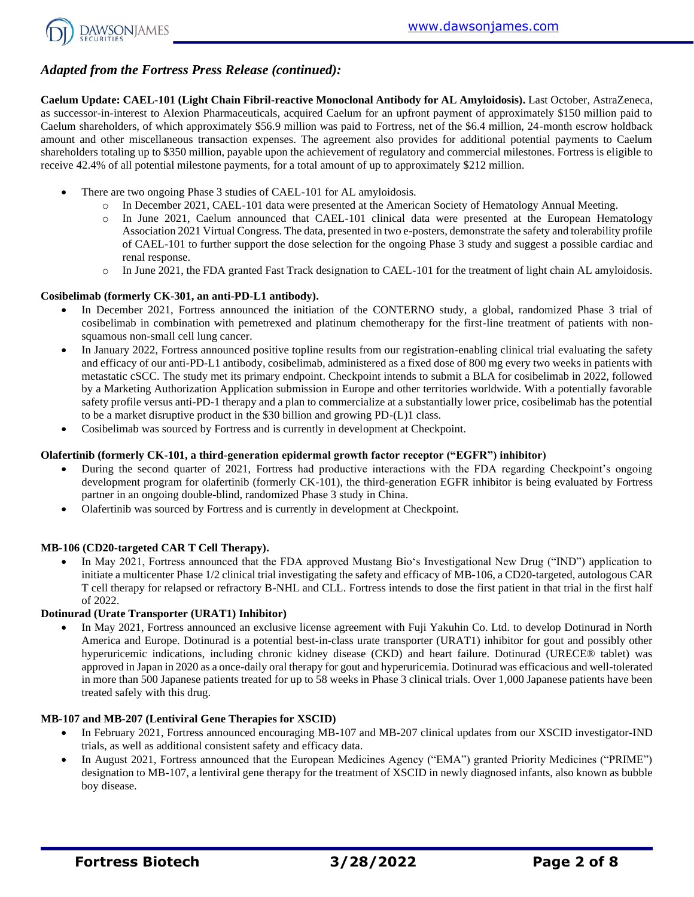## *Adapted from the Fortress Press Release (continued):*

**Caelum Update: CAEL-101 (Light Chain Fibril-reactive Monoclonal Antibody for AL Amyloidosis).** Last October, AstraZeneca, as successor-in-interest to Alexion Pharmaceuticals, acquired Caelum for an upfront payment of approximately $150 million paid to Caelum shareholders, of which approximately $56.9 million was paid to Fortress, net of the $6.4 million, 24-month escrow holdback amount and other miscellaneous transaction expenses. The agreement also provides for additional potential payments to Caelum shareholders totaling up to $350 million, payable upon the achievement of regulatory and commercial milestones. Fortress is eligible to receive 42.4% of all potential milestone payments, for a total amount of up to approximately $212 million.

- There are two ongoing Phase 3 studies of CAEL-101 for AL amyloidosis.
  - In December 2021, CAEL-101 data were presented at the American Society of Hematology Annual Meeting.
  - In June 2021, Caelum announced that CAEL-101 clinical data were presented at the European Hematology Association 2021 Virtual Congress. The data, presented in two e-posters, demonstrate the safety and tolerability profile of CAEL-101 to further support the dose selection for the ongoing Phase 3 study and suggest a possible cardiac and renal response.
  - In June 2021, the FDA granted Fast Track designation to CAEL-101 for the treatment of light chain AL amyloidosis.

**Cosibelimab (formerly CK-301, an anti-PD-L1 antibody).**

- In December 2021, Fortress announced the initiation of the CONTERNO study, a global, randomized Phase 3 trial of cosibelimab in combination with pemetrexed and platinum chemotherapy for the first-line treatment of patients with non-squamous non-small cell lung cancer.
- In January 2022, Fortress announced positive topline results from our registration-enabling clinical trial evaluating the safety and efficacy of our anti-PD-L1 antibody, cosibelimab, administered as a fixed dose of 800 mg every two weeks in patients with metastatic cSCC. The study met its primary endpoint. Checkpoint intends to submit a BLA for cosibelimab in 2022, followed by a Marketing Authorization Application submission in Europe and other territories worldwide. With a potentially favorable safety profile versus anti-PD-1 therapy and a plan to commercialize at a substantially lower price, cosibelimab has the potential to be a market disruptive product in the $30 billion and growing PD-(L)1 class.
- Cosibelimab was sourced by Fortress and is currently in development at Checkpoint.

**Olafertinib (formerly CK-101, a third-generation epidermal growth factor receptor ("EGFR") inhibitor)**

- During the second quarter of 2021, Fortress had productive interactions with the FDA regarding Checkpoint's ongoing development program for olafertinib (formerly CK-101), the third-generation EGFR inhibitor is being evaluated by Fortress partner in an ongoing double-blind, randomized Phase 3 study in China.
- Olafertinib was sourced by Fortress and is currently in development at Checkpoint.

**MB-106 (CD20-targeted CAR T Cell Therapy).**

- In May 2021, Fortress announced that the FDA approved Mustang Bio's Investigational New Drug ("IND") application to initiate a multicenter Phase 1/2 clinical trial investigating the safety and efficacy of MB-106, a CD20-targeted, autologous CAR T cell therapy for relapsed or refractory B-NHL and CLL. Fortress intends to dose the first patient in that trial in the first half of 2022.

**Dotinurad (Urate Transporter (URAT1) Inhibitor)**

- In May 2021, Fortress announced an exclusive license agreement with Fuji Yakuhin Co. Ltd. to develop Dotinurad in North America and Europe. Dotinurad is a potential best-in-class urate transporter (URAT1) inhibitor for gout and possibly other hyperuricemic indications, including chronic kidney disease (CKD) and heart failure. Dotinurad (URECE® tablet) was approved in Japan in 2020 as a once-daily oral therapy for gout and hyperuricemia. Dotinurad was efficacious and well-tolerated in more than 500 Japanese patients treated for up to 58 weeks in Phase 3 clinical trials. Over 1,000 Japanese patients have been treated safely with this drug.

**MB-107 and MB-207 (Lentiviral Gene Therapies for XSCID)**

- In February 2021, Fortress announced encouraging MB-107 and MB-207 clinical updates from our XSCID investigator-IND trials, as well as additional consistent safety and efficacy data.
- In August 2021, Fortress announced that the European Medicines Agency ("EMA") granted Priority Medicines ("PRIME") designation to MB-107, a lentiviral gene therapy for the treatment of XSCID in newly diagnosed infants, also known as bubble boy disease.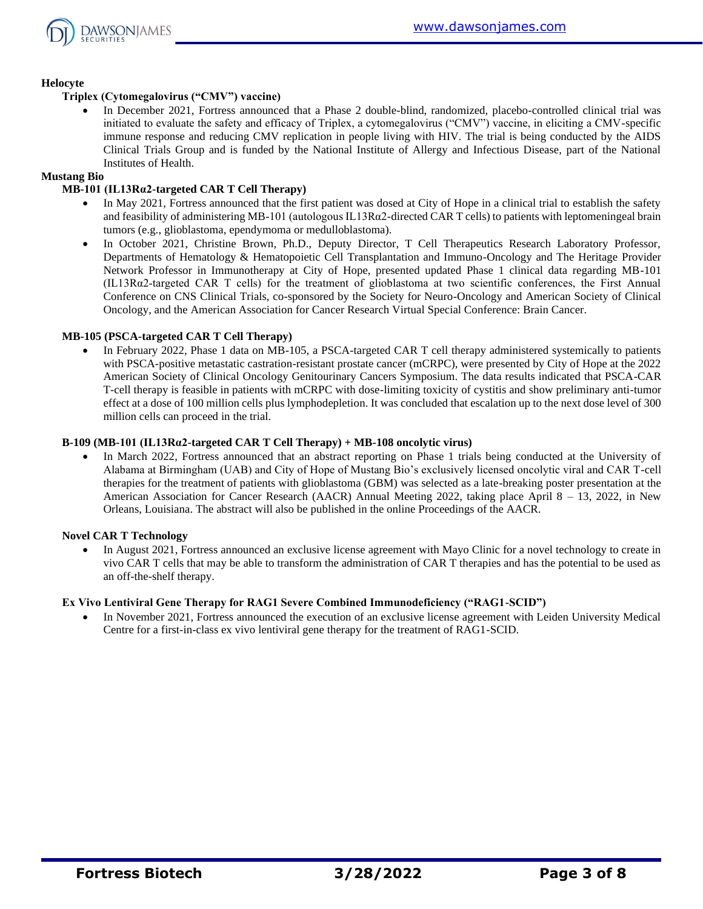**Helocyte**

**Triplex (Cytomegalovirus ("CMV") vaccine)**

- In December 2021, Fortress announced that a Phase 2 double-blind, randomized, placebo-controlled clinical trial was initiated to evaluate the safety and efficacy of Triplex, a cytomegalovirus ("CMV") vaccine, in eliciting a CMV-specific immune response and reducing CMV replication in people living with HIV. The trial is being conducted by the AIDS Clinical Trials Group and is funded by the National Institute of Allergy and Infectious Disease, part of the National Institutes of Health.

**Mustang Bio**

**MB-101 (IL13Rα2-targeted CAR T Cell Therapy)**

- In May 2021, Fortress announced that the first patient was dosed at City of Hope in a clinical trial to establish the safety and feasibility of administering MB-101 (autologous IL13Rα2-directed CAR T cells) to patients with leptomeningeal brain tumors (e.g., glioblastoma, ependymoma or medulloblastoma).
- In October 2021, Christine Brown, Ph.D., Deputy Director, T Cell Therapeutics Research Laboratory Professor, Departments of Hematology & Hematopoietic Cell Transplantation and Immuno-Oncology and The Heritage Provider Network Professor in Immunotherapy at City of Hope, presented updated Phase 1 clinical data regarding MB-101 (IL13Rα2-targeted CAR T cells) for the treatment of glioblastoma at two scientific conferences, the First Annual Conference on CNS Clinical Trials, co-sponsored by the Society for Neuro-Oncology and American Society of Clinical Oncology, and the American Association for Cancer Research Virtual Special Conference: Brain Cancer.

**MB-105 (PSCA-targeted CAR T Cell Therapy)**

- In February 2022, Phase 1 data on MB-105, a PSCA-targeted CAR T cell therapy administered systemically to patients with PSCA-positive metastatic castration-resistant prostate cancer (mCRPC), were presented by City of Hope at the 2022 American Society of Clinical Oncology Genitourinary Cancers Symposium. The data results indicated that PSCA-CAR T-cell therapy is feasible in patients with mCRPC with dose-limiting toxicity of cystitis and show preliminary anti-tumor effect at a dose of 100 million cells plus lymphodepletion. It was concluded that escalation up to the next dose level of 300 million cells can proceed in the trial.

**B-109 (MB-101 (IL13Rα2-targeted CAR T Cell Therapy) + MB-108 oncolytic virus)**

- In March 2022, Fortress announced that an abstract reporting on Phase 1 trials being conducted at the University of Alabama at Birmingham (UAB) and City of Hope of Mustang Bio's exclusively licensed oncolytic viral and CAR T-cell therapies for the treatment of patients with glioblastoma (GBM) was selected as a late-breaking poster presentation at the American Association for Cancer Research (AACR) Annual Meeting 2022, taking place April 8 – 13, 2022, in New Orleans, Louisiana. The abstract will also be published in the online Proceedings of the AACR.

**Novel CAR T Technology**

- In August 2021, Fortress announced an exclusive license agreement with Mayo Clinic for a novel technology to create in vivo CAR T cells that may be able to transform the administration of CAR T therapies and has the potential to be used as an off-the-shelf therapy.

**Ex Vivo Lentiviral Gene Therapy for RAG1 Severe Combined Immunodeficiency ("RAG1-SCID")**

- In November 2021, Fortress announced the execution of an exclusive license agreement with Leiden University Medical Centre for a first-in-class ex vivo lentiviral gene therapy for the treatment of RAG1-SCID.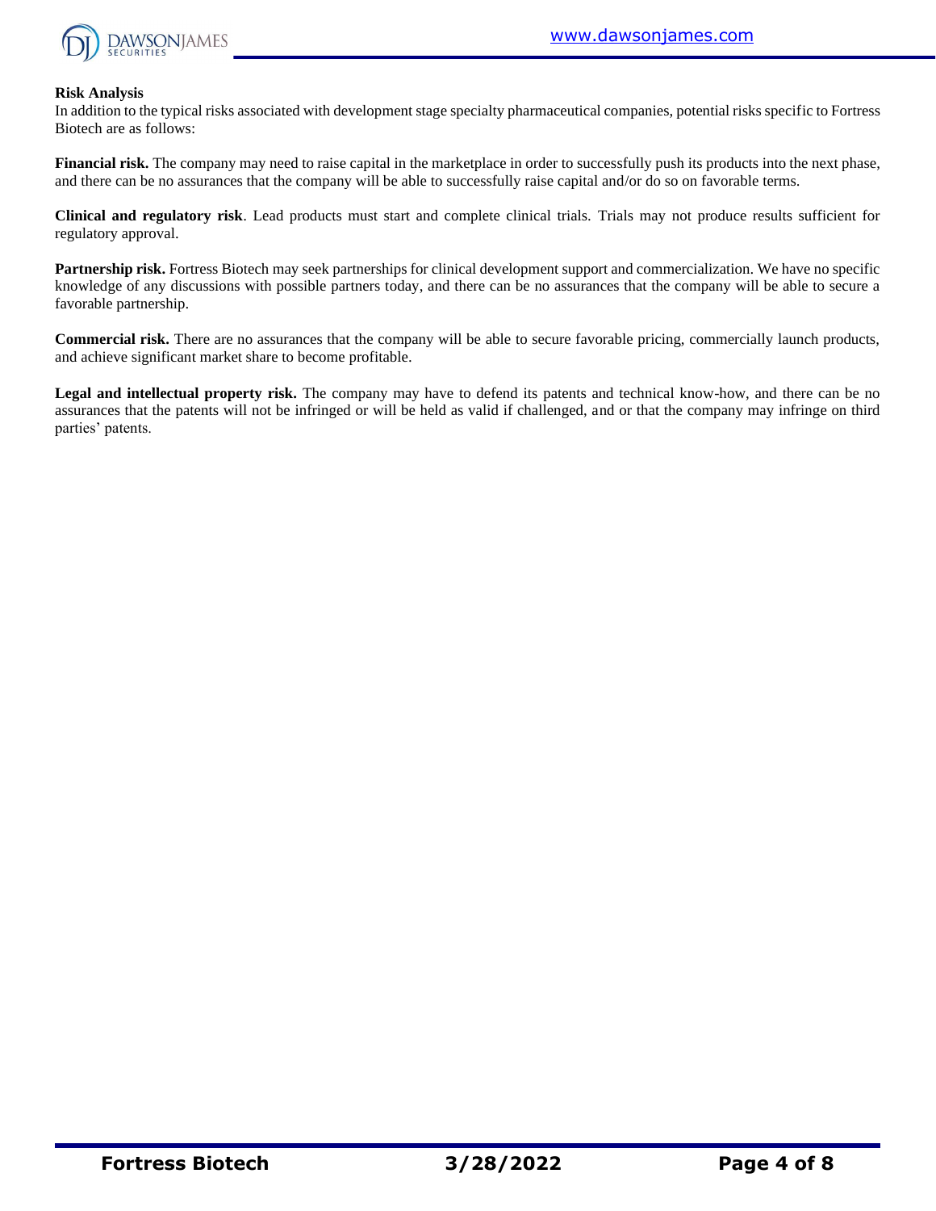**Risk Analysis**

In addition to the typical risks associated with development stage specialty pharmaceutical companies, potential risks specific to Fortress Biotech are as follows:

**Financial risk.** The company may need to raise capital in the marketplace in order to successfully push its products into the next phase, and there can be no assurances that the company will be able to successfully raise capital and/or do so on favorable terms.

**Clinical and regulatory risk**. Lead products must start and complete clinical trials. Trials may not produce results sufficient for regulatory approval.

**Partnership risk.** Fortress Biotech may seek partnerships for clinical development support and commercialization. We have no specific knowledge of any discussions with possible partners today, and there can be no assurances that the company will be able to secure a favorable partnership.

**Commercial risk.** There are no assurances that the company will be able to secure favorable pricing, commercially launch products, and achieve significant market share to become profitable.

**Legal and intellectual property risk.** The company may have to defend its patents and technical know-how, and there can be no assurances that the patents will not be infringed or will be held as valid if challenged, and or that the company may infringe on third parties' patents.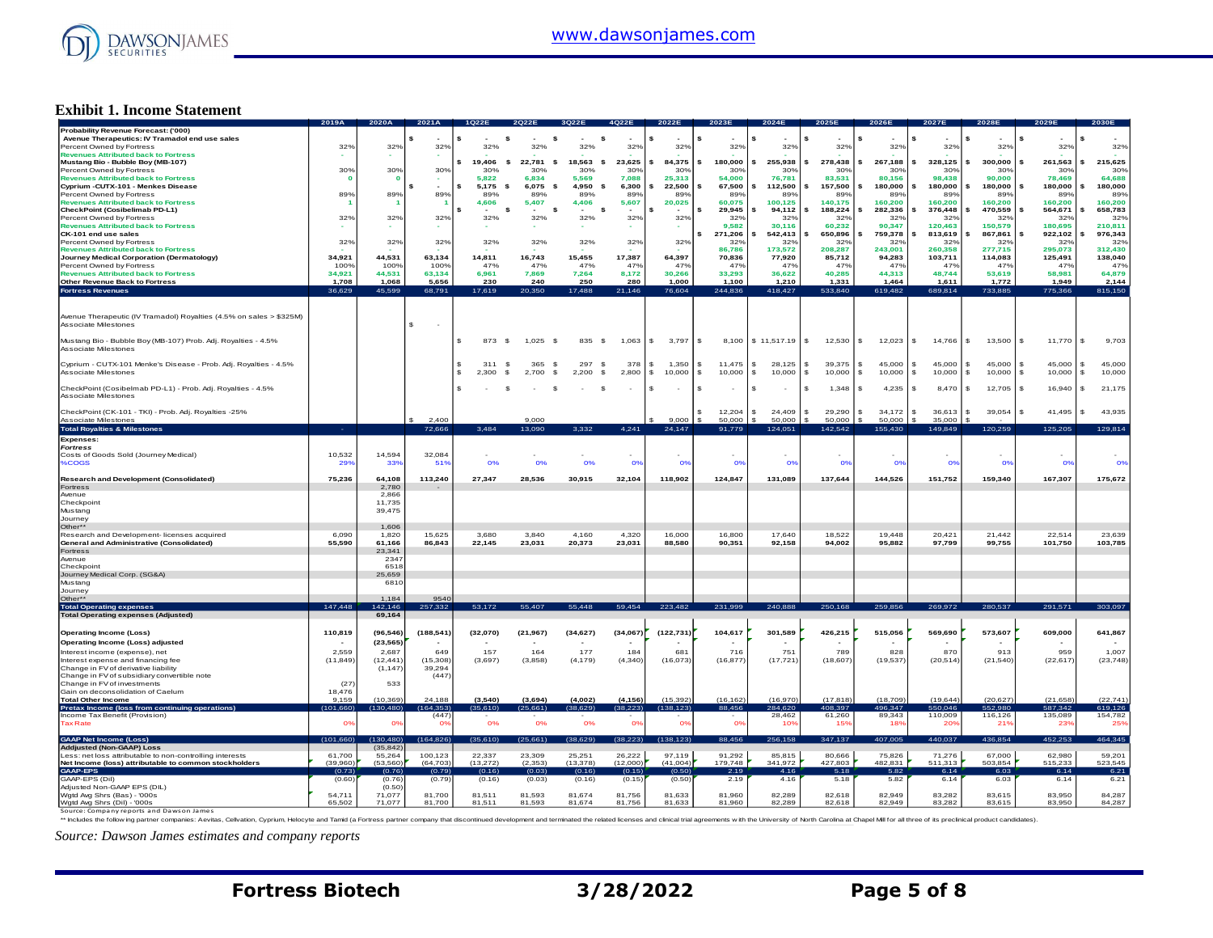## Exhibit 1. Income Statement

| | 2019A | 2020A | 2021A | 1Q22E | 2Q22E | 3Q22E | 4Q22E | 2022E | 2023E | 2024E | 2025E | 2026E | 2027E | 2028E | 2029E | 2030E |
|---|---|---|---|---|---|---|---|---|---|---|---|---|---|---|---|---|
| **Probability Revenue Forecast: ('000)** | | | | | | | | | | | | | | | | |
| **Avenue Therapeutics: IV Tramadol end use sales** | | | $ - | $ - | $ - | $ - | $ - | $ - | $ - | $ - | $ - | $ - | $ - | $ - | $ - | $ - |
| Percent Owned by Fortress | 32% | 32% | 32% | 32% | 32% | 32% | 32% | 32% | 32% | 32% | 32% | 32% | 32% | 32% | 32% | 32% |
| Revenues Attributed back to Fortress | - | - | - | - | - | - | - | - | - | - | - | - | - | - | - | - |
| **Mustang Bio - Bubble Boy (MB-107)** | | | | $ 19,406 | $ 22,781 | $ 18,563 | $ 23,625 | $ 84,375 | $ 180,000 | $ 255,938 | $ 278,438 | $ 267,188 | $ 328,125 | $ 300,000 | $ 261,563 | $ 215,625 |
| Percent Owned by Fortress | 30% | 30% | 30% | 30% | 30% | 30% | 30% | 30% | 30% | 30% | 30% | 30% | 30% | 30% | 30% | 30% |
| Revenues Attributed back to Fortress | 0 | 0 | - | 5,822 | 6,834 | 5,569 | 7,088 | 25,313 | 54,000 | 76,781 | 83,531 | 80,156 | 98,438 | 90,000 | 78,469 | 64,688 |
| **Cyprium -CUTX-101 - Menkes Disease** | | | $ - | $ 5,175 | $ 6,075 | $ 4,950 | $ 6,300 | $ 22,500 | $ 67,500 | $ 112,500 | $ 157,500 | $ 180,000 | $ 180,000 | $ 180,000 | $ 180,000 | $ 180,000 |
| Percent Owned by Fortress | 89% | 89% | 89% | 89% | 89% | 89% | 89% | 89% | 89% | 89% | 89% | 89% | 89% | 89% | 89% | 89% |
| Revenues Attributed back to Fortress | 1 | 1 | 1 | 4,606 | 5,407 | 4,406 | 5,607 | 20,025 | 60,075 | 100,125 | 140,175 | 160,200 | 160,200 | 160,200 | 160,200 | 160,200 |
| **CheckPoint (Cosibelimab PD-L1)** | | | | $ - | $ - | $ - | $ - | $ - | $ 29,945 | $ 94,112 | $ 188,224 | $ 282,336 | $ 376,448 | $ 470,559 | $ 564,671 | $ 658,783 |
| Percent Owned by Fortress | 32% | 32% | 32% | 32% | 32% | 32% | 32% | 32% | 32% | 32% | 32% | 32% | 32% | 32% | 32% | 32% |
| Revenues Attributed back to Fortress | - | - | - | - | - | - | - | - | 9,582 | 30,116 | 60,232 | 90,347 | 120,463 | 150,579 | 180,695 | 210,811 |
| **CK-101 end use sales** | | | | | | | | | $ 271,206 | $ 542,413 | $ 650,896 | $ 759,378 | $ 813,619 | $ 867,861 | $ 922,102 | $ 976,343 |
| Percent Owned by Fortress | 32% | 32% | 32% | 32% | 32% | 32% | 32% | 32% | 32% | 32% | 32% | 32% | 32% | 32% | 32% | 32% |
| Revenues Attributed back to Fortress | | | | | | | | | 86,786 | 173,572 | 208,287 | 243,001 | 260,358 | 277,715 | 295,073 | 312,430 |
| **Journey Medical Corporation (Dermatology)** | 34,921 | 44,531 | 63,134 | 14,811 | 16,743 | 15,455 | 17,387 | 64,397 | 70,836 | 77,920 | 85,712 | 94,283 | 103,711 | 114,083 | 125,491 | 138,040 |
| Percent Owned by Fortress | 100% | 100% | 100% | 47% | 47% | 47% | 47% | 47% | 47% | 47% | 47% | 47% | 47% | 47% | 47% | 47% |
| Revenues Attributed back to Fortress | 34,921 | 44,531 | 63,134 | 6,961 | 7,869 | 7,264 | 8,172 | 30,266 | 33,293 | 36,622 | 40,285 | 44,313 | 48,744 | 53,619 | 58,981 | 64,879 |
| **Other Revenue Back to Fortress** | 1,708 | 1,068 | 5,656 | 230 | 240 | 250 | 280 | 1,000 | 1,100 | 1,210 | 1,331 | 1,464 | 1,611 | 1,772 | 1,949 | 2,144 |
| **Fortress Revenues** | 36,629 | 45,599 | 68,791 | 17,619 | 20,350 | 17,488 | 21,146 | 76,604 | 244,836 | 418,427 | 533,840 | 619,482 | 689,814 | 733,885 | 775,366 | 815,150 |
| | | | | | | | | | | | | | | | | |
| Avenue Therapeutic (IV Tramadol) Royalties (4.5% on sales > $325M) | | | | | | | | | | | | | | | | |
| Associate Milestones | | | $ - | | | | | | | | | | | | | |
| Mustang Bio - Bubble Boy (MB-107) Prob. Adj. Royalties - 4.5% | | | | $ 873 | $ 1,025 | $ 835 | $ 1,063 | $ 3,797 | $ 8,100 | $ 11,517.19 | $ 12,530 | $ 12,023 | $ 14,766 | $ 13,500 | $ 11,770 | $ 9,703 |
| Associate Milestones | | | | | | | | | | | | | | | | |
| Cyprium - CUTX-101 Menke's Disease - Prob. Adj. Royalties - 4.5% | | | | $ 311 | $ 365 | $ 297 | $ 378 | $ 1,350 | $ 11,475 | $ 28,125 | $ 39,375 | $ 45,000 | $ 45,000 | $ 45,000 | $ 45,000 | $ 45,000 |
| Associate Milestones | | | | $ 2,300 | $ 2,700 | $ 2,200 | $ 2,800 | $ 10,000 | $ 10,000 | $ 10,000 | $ 10,000 | $ 10,000 | $ 10,000 | $ 10,000 | $ 10,000 | $ 10,000 |
| CheckPoint (Cosibelmab PD-L1) - Prob. Adj. Royalties - 4.5% | | | | $ - | $ - | $ - | $ - | $ - | $ - | $ - | $ 1,348 | $ 4,235 | $ 8,470 | $ 12,705 | $ 16,940 | $ 21,175 |
| Associate Milestones | | | | | | | | | | | | | | | | |
| CheckPoint (CK-101 - TKI) - Prob. Adj. Royalties -25% | | | | | | | | | $ 12,204 | $ 24,409 | $ 29,290 | $ 34,172 | $ 36,613 | $ 39,054 | $ 41,495 | $ 43,935 |
| Associate Milestones | | | $ 2,400 | | 9,000 | | | $ 9,000 | $ 50,000 | $ 50,000 | $ 50,000 | $ 50,000 | $ 35,000 | $ - | | |
| **Total Royalties & Milestones** | - | | 72,666 | 3,484 | 13,090 | 3,332 | 4,241 | 24,147 | 91,779 | 124,051 | 142,542 | 155,430 | 149,849 | 120,259 | 125,205 | 129,814 |
| **Expenses:** | | | | | | | | | | | | | | | | |
| ***Fortress*** | | | | | | | | | | | | | | | | |
| Costs of Goods Sold (Journey Medical) | 10,532 | 14,594 | 32,084 | - | - | - | - | - | - | - | - | - | - | - | - | - |
| %COGS | 29% | 33% | 51% | 0% | 0% | 0% | 0% | 0% | 0% | 0% | 0% | 0% | 0% | 0% | 0% | 0% |
| **Research and Development (Consolidated)** | 75,236 | 64,108 | 113,240 | 27,347 | 28,536 | 30,915 | 32,104 | 118,902 | 124,847 | 131,089 | 137,644 | 144,526 | 151,752 | 159,340 | 167,307 | 175,672 |
| Fortress | | 2,780 | - | | | | | | | | | | | | | |
| Avenue | | 2,866 | | | | | | | | | | | | | | |
| Checkpoint | | 11,735 | | | | | | | | | | | | | | |
| Mustang | | 39,475 | | | | | | | | | | | | | | |
| Journey | | | | | | | | | | | | | | | | |
| Other** | | 1,606 | | | | | | | | | | | | | | |
| Research and Development- licenses acquired | 6,090 | 1,820 | 15,625 | 3,680 | 3,840 | 4,160 | 4,320 | 16,000 | 16,800 | 17,640 | 18,522 | 19,448 | 20,421 | 21,442 | 22,514 | 23,639 |
| **General and Administrative (Consolidated)** | 55,590 | 61,166 | 86,843 | 22,145 | 23,031 | 20,373 | 23,031 | 88,580 | 90,351 | 92,158 | 94,002 | 95,882 | 97,799 | 99,755 | 101,750 | 103,785 |
| Fortress | | 23,341 | | | | | | | | | | | | | | |
| Avenue | | 2347 | | | | | | | | | | | | | | |
| Checkpoint | | 6518 | | | | | | | | | | | | | | |
| Journey Medical Corp. (SG&A) | | 25,659 | | | | | | | | | | | | | | |
| Mustang | | 6810 | | | | | | | | | | | | | | |
| Journey | | | | | | | | | | | | | | | | |
| Other** | | 1,184 | 9540 | | | | | | | | | | | | | |
| **Total Operating expenses** | 147,448 | 142,146 | 257,332 | 53,172 | 55,407 | 55,448 | 59,454 | 223,482 | 231,999 | 240,888 | 250,168 | 259,856 | 269,972 | 280,537 | 291,571 | 303,097 |
| **Total Operating expenses (Adjusted)** | | 69,164 | | | | | | | | | | | | | | |
| **Operating Income (Loss)** | 110,819 | (96,546) | (188,541) | (32,070) | (21,967) | (34,627) | (34,067) | (122,731) | 104,617 | 301,589 | 426,215 | 515,056 | 569,690 | 573,607 | 609,000 | 641,867 |
| **Operating Income (Loss) adjusted** | - | (23,565) | - | - | - | - | - | - | - | - | - | - | - | - | - | - |
| Interest income (expense), net | 2,559 | 2,687 | 649 | 157 | 164 | 177 | 184 | 681 | 716 | 751 | 789 | 828 | 870 | 913 | 959 | 1,007 |
| Interest expense and financing fee | (11,849) | (12,441) | (15,308) | (3,697) | (3,858) | (4,179) | (4,340) | (16,073) | (16,877) | (17,721) | (18,607) | (19,537) | (20,514) | (21,540) | (22,617) | (23,748) |
| Change in FV of derivative liability | | (1,147) | 39,294 | | | | | | | | | | | | | |
| Change in FV of subsidiary convertible note | | | (447) | | | | | | | | | | | | | |
| Change in FV of investments | (27) | 533 | | | | | | | | | | | | | | |
| Gain on deconsolidation of Caelum | 18,476 | | | | | | | | | | | | | | | |
| **Total Other Income** | 9,159 | (10,369) | 24,188 | (3,540) | (3,694) | (4,002) | (4,156) | (15,392) | (16,162) | (16,970) | (17,818) | (18,709) | (19,644) | (20,627) | (21,658) | (22,741) |
| **Pretax Income (loss from continuing operations)** | (101,660) | (130,480) | (164,353) | (35,610) | (25,661) | (38,629) | (38,223) | (138,123) | 88,456 | 284,620 | 408,397 | 496,347 | 550,046 | 552,980 | 587,342 | 619,126 |
| Income Tax Benefit (Provision) | | | (447) | - | - | - | - | - | - | 28,462 | 61,260 | 89,343 | 110,009 | 116,126 | 135,089 | 154,782 |
| Tax Rate | 0% | 0% | 0% | 0% | 0% | 0% | 0% | 0% | 0% | 10% | 15% | 18% | 20% | 21% | 23% | 25% |
| **GAAP Net Income (Loss)** | (101,660) | (130,480) | (164,826) | (35,610) | (25,661) | (38,629) | (38,223) | (138,123) | 88,456 | 256,158 | 347,137 | 407,005 | 440,037 | 436,854 | 452,253 | 464,345 |
| **Adjusted (Non-GAAP) Loss** | | (35,842) | | | | | | | | | | | | | | |
| Less: net loss attributable to non-controlling interests | 61,700 | 55,264 | 100,123 | 22,337 | 23,309 | 25,251 | 26,222 | 97,119 | 91,292 | 85,815 | 80,666 | 75,826 | 71,276 | 67,000 | 62,980 | 59,201 |
| **Net Income (loss) attributable to common stockholders** | (39,960) | (53,560) | (64,703) | (13,272) | (2,353) | (13,378) | (12,000) | (41,004) | 179,748 | 341,972 | 427,803 | 482,831 | 511,313 | 503,854 | 515,233 | 523,545 |
| **GAAP-EPS** | (0.73) | (0.76) | (0.79) | (0.16) | (0.03) | (0.16) | (0.15) | (0.50) | 2.19 | 4.16 | 5.18 | 5.82 | 6.14 | 6.03 | 6.14 | 6.21 |
| GAAP-EPS (Dil) | (0.60) | (0.76) | (0.79) | (0.16) | (0.03) | (0.16) | (0.15) | (0.50) | 2.19 | 4.16 | 5.18 | 5.82 | 6.14 | 6.03 | 6.14 | 6.21 |
| Adjusted Non-GAAP EPS (DIL) | | (0.50) | | | | | | | | | | | | | | |
| Wgtd Avg Shrs (Bas) - '000s | 54,711 | 71,077 | 81,700 | 81,511 | 81,593 | 81,674 | 81,756 | 81,633 | 81,960 | 82,289 | 82,618 | 82,949 | 83,282 | 83,615 | 83,950 | 84,287 |
| Wgtd Avg Shrs (Dil) - '000s | 65,502 | 71,077 | 81,700 | 81,511 | 81,593 | 81,674 | 81,756 | 81,633 | 81,960 | 82,289 | 82,618 | 82,949 | 83,282 | 83,615 | 83,950 | 84,287 |

Source: Company reports and Dawson James

** Includes the following partner companies: Aevitas, Cellvation, Cyprium, Helocyte and Tamid (a Fortress partner company that discontinued development and terminated the related licenses and clinical trial agreements with the University of North Carolina at Chapel Hill for all three of its preclinical product candidates).

*Source: Dawson James estimates and company reports*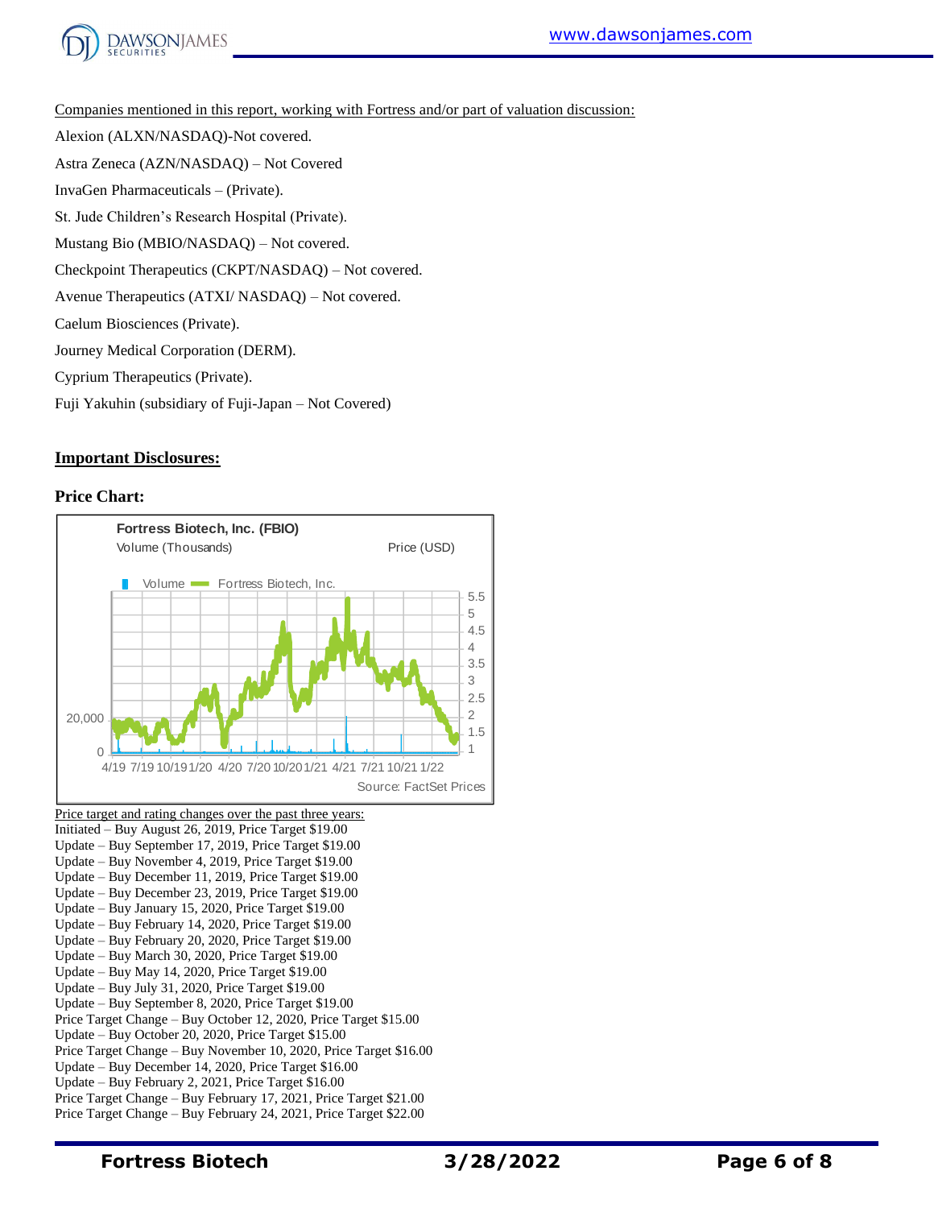Companies mentioned in this report, working with Fortress and/or part of valuation discussion:

Alexion (ALXN/NASDAQ)-Not covered.

Astra Zeneca (AZN/NASDAQ) – Not Covered

InvaGen Pharmaceuticals – (Private).

St. Jude Children's Research Hospital (Private).

Mustang Bio (MBIO/NASDAQ) – Not covered.

Checkpoint Therapeutics (CKPT/NASDAQ) – Not covered.

Avenue Therapeutics (ATXI/ NASDAQ) – Not covered.

Caelum Biosciences (Private).

Journey Medical Corporation (DERM).

Cyprium Therapeutics (Private).

Fuji Yakuhin (subsidiary of Fuji-Japan – Not Covered)

## Important Disclosures:

### Price Chart:

Fortress Biotech, Inc. (FBIO)

Volume (Thousands) Price (USD)

Volume Fortress Biotech, Inc.

Source: FactSet Prices

Price target and rating changes over the past three years:

Initiated – Buy August 26, 2019, Price Target $19.00
Update – Buy September 17, 2019, Price Target $19.00
Update – Buy November 4, 2019, Price Target $19.00
Update – Buy December 11, 2019, Price Target $19.00
Update – Buy December 23, 2019, Price Target $19.00
Update – Buy January 15, 2020, Price Target $19.00
Update – Buy February 14, 2020, Price Target $19.00
Update – Buy February 20, 2020, Price Target $19.00
Update – Buy March 30, 2020, Price Target $19.00
Update – Buy May 14, 2020, Price Target $19.00
Update – Buy July 31, 2020, Price Target $19.00
Update – Buy September 8, 2020, Price Target $19.00
Price Target Change – Buy October 12, 2020, Price Target $15.00
Update – Buy October 20, 2020, Price Target $15.00
Price Target Change – Buy November 10, 2020, Price Target $16.00
Update – Buy December 14, 2020, Price Target $16.00
Update – Buy February 2, 2021, Price Target $16.00
Price Target Change – Buy February 17, 2021, Price Target $21.00
Price Target Change – Buy February 24, 2021, Price Target $22.00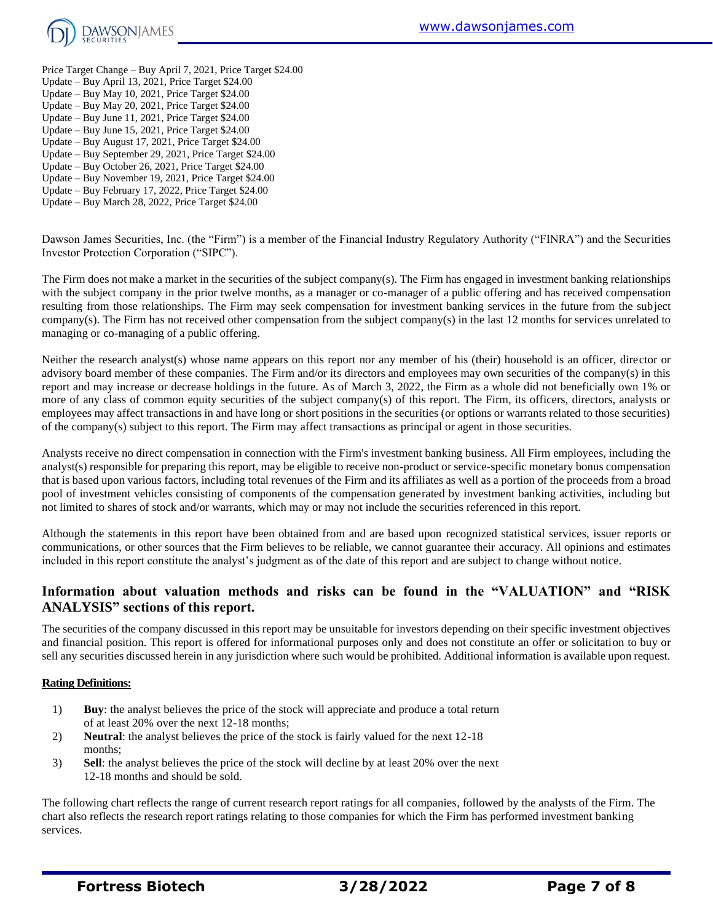Price Target Change – Buy April 7, 2021, Price Target $24.00
Update – Buy April 13, 2021, Price Target $24.00
Update – Buy May 10, 2021, Price Target $24.00
Update – Buy May 20, 2021, Price Target $24.00
Update – Buy June 11, 2021, Price Target $24.00
Update – Buy June 15, 2021, Price Target $24.00
Update – Buy August 17, 2021, Price Target $24.00
Update – Buy September 29, 2021, Price Target $24.00
Update – Buy October 26, 2021, Price Target $24.00
Update – Buy November 19, 2021, Price Target $24.00
Update – Buy February 17, 2022, Price Target $24.00
Update – Buy March 28, 2022, Price Target $24.00

Dawson James Securities, Inc. (the "Firm") is a member of the Financial Industry Regulatory Authority ("FINRA") and the Securities Investor Protection Corporation ("SIPC").

The Firm does not make a market in the securities of the subject company(s). The Firm has engaged in investment banking relationships with the subject company in the prior twelve months, as a manager or co-manager of a public offering and has received compensation resulting from those relationships. The Firm may seek compensation for investment banking services in the future from the subject company(s). The Firm has not received other compensation from the subject company(s) in the last 12 months for services unrelated to managing or co-managing of a public offering.

Neither the research analyst(s) whose name appears on this report nor any member of his (their) household is an officer, director or advisory board member of these companies. The Firm and/or its directors and employees may own securities of the company(s) in this report and may increase or decrease holdings in the future. As of March 3, 2022, the Firm as a whole did not beneficially own 1% or more of any class of common equity securities of the subject company(s) of this report. The Firm, its officers, directors, analysts or employees may affect transactions in and have long or short positions in the securities (or options or warrants related to those securities) of the company(s) subject to this report. The Firm may affect transactions as principal or agent in those securities.

Analysts receive no direct compensation in connection with the Firm's investment banking business. All Firm employees, including the analyst(s) responsible for preparing this report, may be eligible to receive non-product or service-specific monetary bonus compensation that is based upon various factors, including total revenues of the Firm and its affiliates as well as a portion of the proceeds from a broad pool of investment vehicles consisting of components of the compensation generated by investment banking activities, including but not limited to shares of stock and/or warrants, which may or may not include the securities referenced in this report.

Although the statements in this report have been obtained from and are based upon recognized statistical services, issuer reports or communications, or other sources that the Firm believes to be reliable, we cannot guarantee their accuracy. All opinions and estimates included in this report constitute the analyst's judgment as of the date of this report and are subject to change without notice.

## Information about valuation methods and risks can be found in the "VALUATION" and "RISK ANALYSIS" sections of this report.

The securities of the company discussed in this report may be unsuitable for investors depending on their specific investment objectives and financial position. This report is offered for informational purposes only and does not constitute an offer or solicitation to buy or sell any securities discussed herein in any jurisdiction where such would be prohibited. Additional information is available upon request.

**Rating Definitions:**

1) **Buy**: the analyst believes the price of the stock will appreciate and produce a total return of at least 20% over the next 12-18 months;
2) **Neutral**: the analyst believes the price of the stock is fairly valued for the next 12-18 months;
3) **Sell**: the analyst believes the price of the stock will decline by at least 20% over the next 12-18 months and should be sold.

The following chart reflects the range of current research report ratings for all companies, followed by the analysts of the Firm. The chart also reflects the research report ratings relating to those companies for which the Firm has performed investment banking services.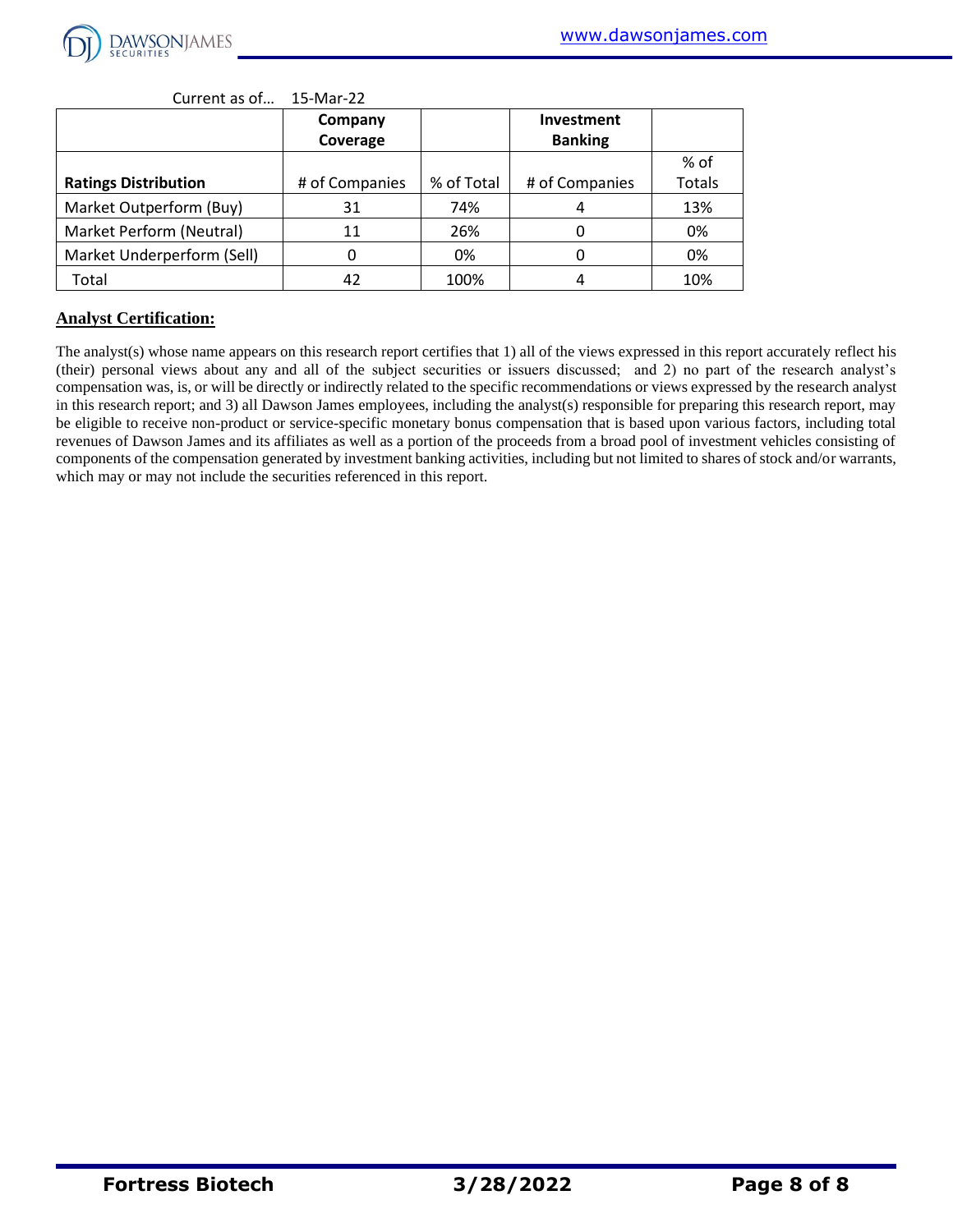Current as of... 15-Mar-22

| | Company Coverage | | Investment Banking | |
|---|---|---|---|---|
| **Ratings Distribution** | # of Companies | % of Total | # of Companies | % of Totals |
| Market Outperform (Buy) | 31 | 74% | 4 | 13% |
| Market Perform (Neutral) | 11 | 26% | 0 | 0% |
| Market Underperform (Sell) | 0 | 0% | 0 | 0% |
| Total | 42 | 100% | 4 | 10% |

## Analyst Certification:

The analyst(s) whose name appears on this research report certifies that 1) all of the views expressed in this report accurately reflect his (their) personal views about any and all of the subject securities or issuers discussed; and 2) no part of the research analyst's compensation was, is, or will be directly or indirectly related to the specific recommendations or views expressed by the research analyst in this research report; and 3) all Dawson James employees, including the analyst(s) responsible for preparing this research report, may be eligible to receive non-product or service-specific monetary bonus compensation that is based upon various factors, including total revenues of Dawson James and its affiliates as well as a portion of the proceeds from a broad pool of investment vehicles consisting of components of the compensation generated by investment banking activities, including but not limited to shares of stock and/or warrants, which may or may not include the securities referenced in this report.